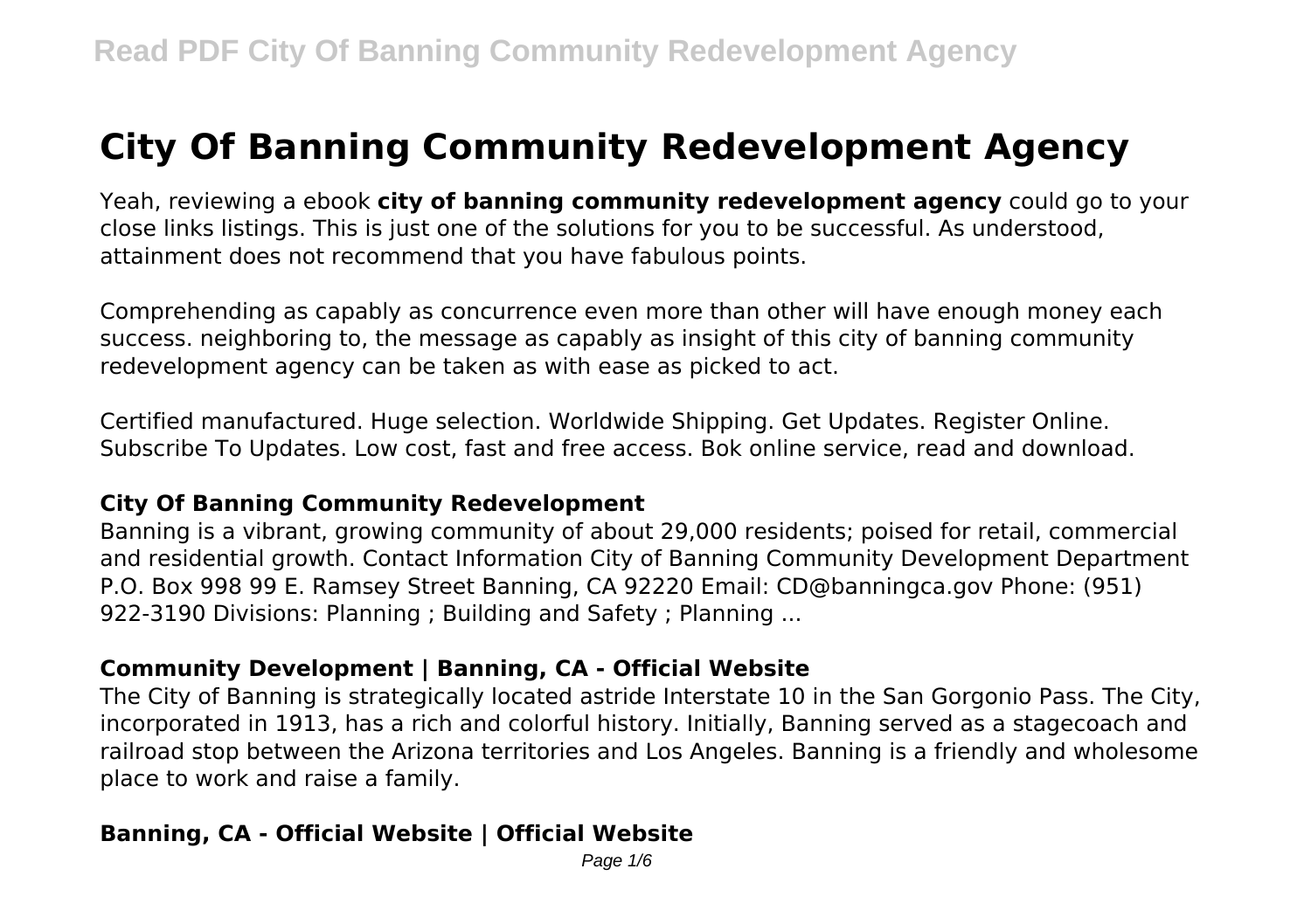# City Of Banning Community Redevelopment Agency

Yeah, reviewing a ebook **city of banning community redevelopment agency** could go to your close links listings. This is just one of the solutions for you to be successful. As understood, attainment does not recommend that you have fabulous points.

Comprehending as capably as concurrence even more than other will have enough money each success. neighboring to, the message as capably as insight of this city of banning community redevelopment agency can be taken as with ease as picked to act.

Certified manufactured. Huge selection. Worldwide Shipping. Get Updates. Register Online. Subscribe To Updates. Low cost, fast and free access. Bok online service, read and download.

### City Of Banning Community Redevelopment

Banning is a vibrant, growing community of about 29,000 residents; poised for retail, commercial and residential growth. Contact Information City of Banning Community Development Department P.O. Box 998 99 E. Ramsey Street Banning, CA 92220 Email: CD@banningca.gov Phone: (951) 922-3190 Divisions: Planning ; Building and Safety ; Planning ...

### Community Development | Banning, CA - Official Website

The City of Banning is strategically located astride Interstate 10 in the San Gorgonio Pass. The City, incorporated in 1913, has a rich and colorful history. Initially, Banning served as a stagecoach and railroad stop between the Arizona territories and Los Angeles. Banning is a friendly and wholesome place to work and raise a family.

### Banning, CA - Official Website | Official Website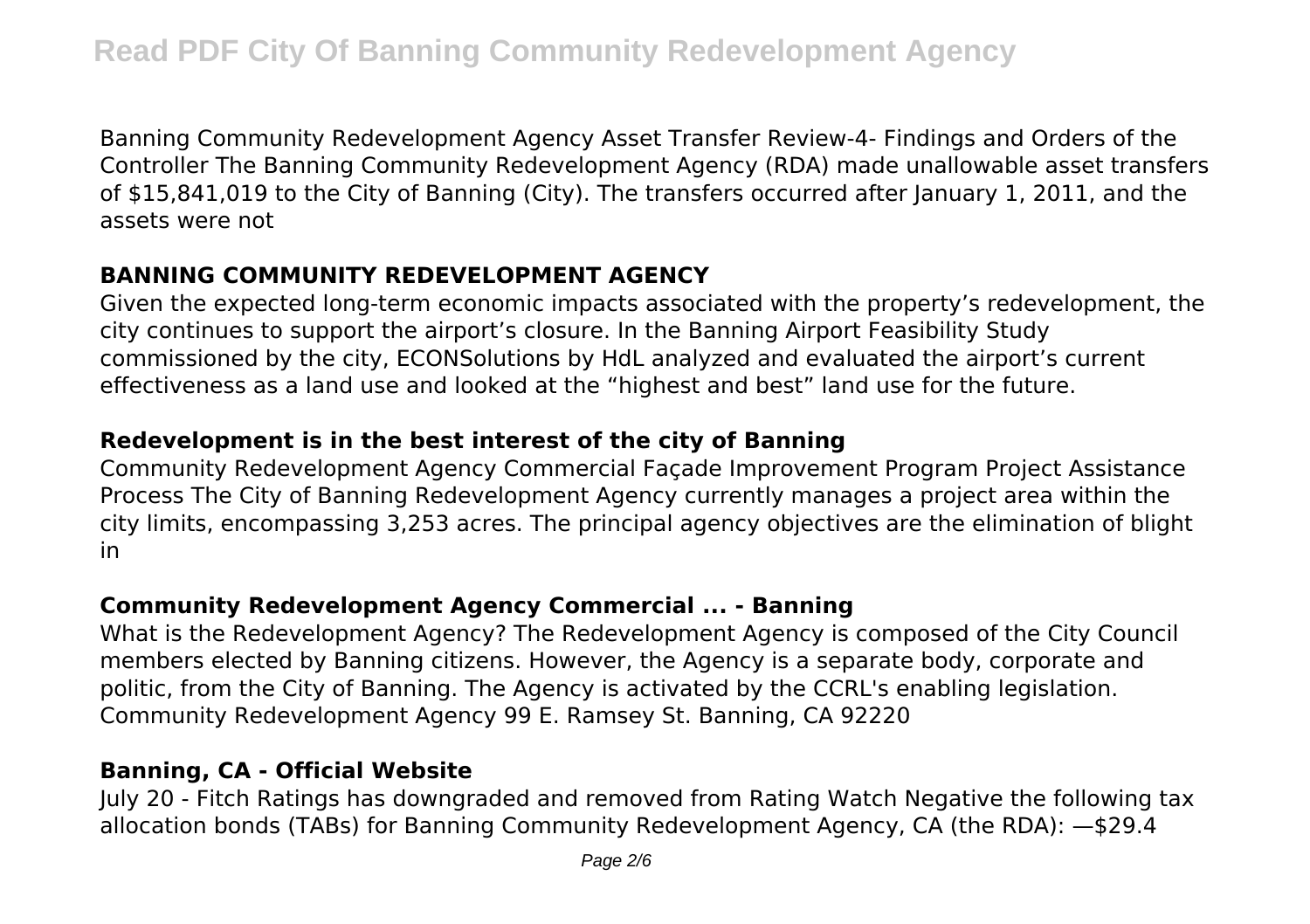Banning Community Redevelopment Agency Asset Transfer Review-4- Findings and Orders of the Controller The Banning Community Redevelopment Agency (RDA) made unallowable asset transfers of $15,841,019 to the City of Banning (City). The transfers occurred after January 1, 2011, and the assets were not

## BANNING COMMUNITY REDEVELOPMENT AGENCY

Given the expected long-term economic impacts associated with the property's redevelopment, the city continues to support the airport's closure. In the Banning Airport Feasibility Study commissioned by the city, ECONSolutions by HdL analyzed and evaluated the airport's current effectiveness as a land use and looked at the "highest and best" land use for the future.

## Redevelopment is in the best interest of the city of Banning

Community Redevelopment Agency Commercial Façade Improvement Program Project Assistance Process The City of Banning Redevelopment Agency currently manages a project area within the city limits, encompassing 3,253 acres. The principal agency objectives are the elimination of blight in

## Community Redevelopment Agency Commercial ... - Banning

What is the Redevelopment Agency? The Redevelopment Agency is composed of the City Council members elected by Banning citizens. However, the Agency is a separate body, corporate and politic, from the City of Banning. The Agency is activated by the CCRL's enabling legislation. Community Redevelopment Agency 99 E. Ramsey St. Banning, CA 92220

## Banning, CA - Official Website

July 20 - Fitch Ratings has downgraded and removed from Rating Watch Negative the following tax allocation bonds (TABs) for Banning Community Redevelopment Agency, CA (the RDA): —$29.4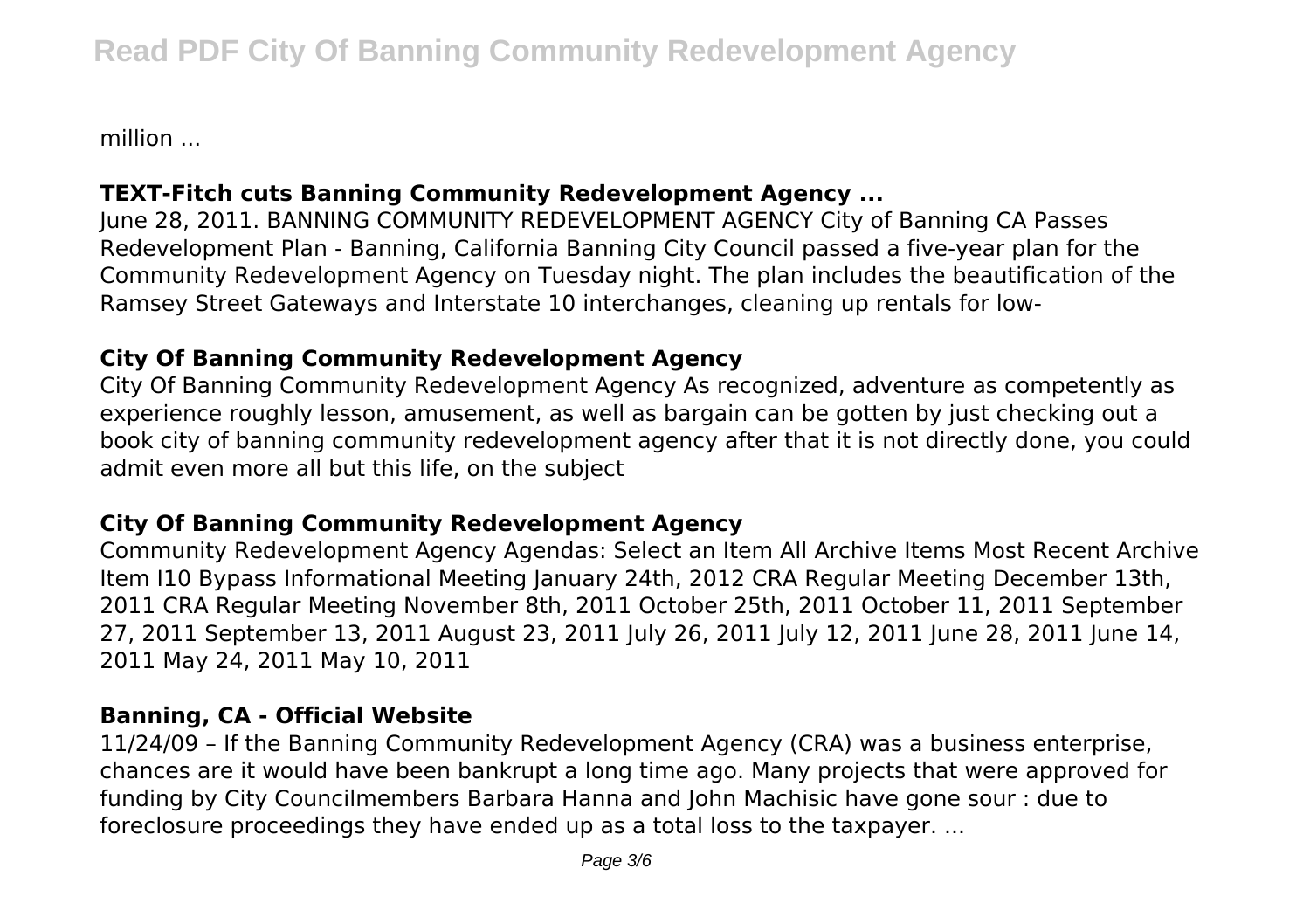million ...

### TEXT-Fitch cuts Banning Community Redevelopment Agency ...

June 28, 2011. BANNING COMMUNITY REDEVELOPMENT AGENCY City of Banning CA Passes Redevelopment Plan - Banning, California Banning City Council passed a five-year plan for the Community Redevelopment Agency on Tuesday night. The plan includes the beautification of the Ramsey Street Gateways and Interstate 10 interchanges, cleaning up rentals for low-

### City Of Banning Community Redevelopment Agency

City Of Banning Community Redevelopment Agency As recognized, adventure as competently as experience roughly lesson, amusement, as well as bargain can be gotten by just checking out a book city of banning community redevelopment agency after that it is not directly done, you could admit even more all but this life, on the subject

### City Of Banning Community Redevelopment Agency

Community Redevelopment Agency Agendas: Select an Item All Archive Items Most Recent Archive Item I10 Bypass Informational Meeting January 24th, 2012 CRA Regular Meeting December 13th, 2011 CRA Regular Meeting November 8th, 2011 October 25th, 2011 October 11, 2011 September 27, 2011 September 13, 2011 August 23, 2011 July 26, 2011 July 12, 2011 June 28, 2011 June 14, 2011 May 24, 2011 May 10, 2011

### Banning, CA - Official Website

11/24/09 – If the Banning Community Redevelopment Agency (CRA) was a business enterprise, chances are it would have been bankrupt a long time ago. Many projects that were approved for funding by City Councilmembers Barbara Hanna and John Machisic have gone sour : due to foreclosure proceedings they have ended up as a total loss to the taxpayer. ...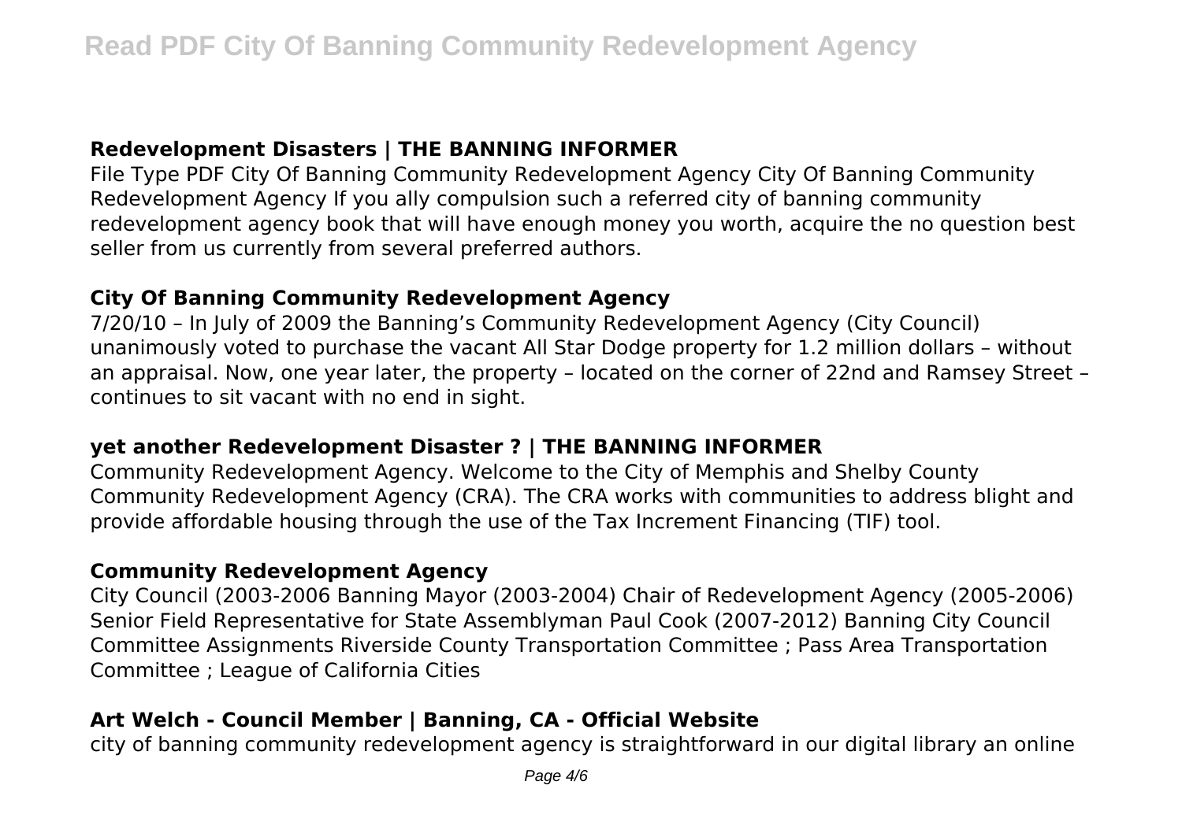### Redevelopment Disasters | THE BANNING INFORMER

File Type PDF City Of Banning Community Redevelopment Agency City Of Banning Community Redevelopment Agency If you ally compulsion such a referred city of banning community redevelopment agency book that will have enough money you worth, acquire the no question best seller from us currently from several preferred authors.

### City Of Banning Community Redevelopment Agency

7/20/10 – In July of 2009 the Banning's Community Redevelopment Agency (City Council) unanimously voted to purchase the vacant All Star Dodge property for 1.2 million dollars – without an appraisal. Now, one year later, the property – located on the corner of 22nd and Ramsey Street – continues to sit vacant with no end in sight.

### yet another Redevelopment Disaster ? | THE BANNING INFORMER

Community Redevelopment Agency. Welcome to the City of Memphis and Shelby County Community Redevelopment Agency (CRA). The CRA works with communities to address blight and provide affordable housing through the use of the Tax Increment Financing (TIF) tool.

### Community Redevelopment Agency

City Council (2003-2006 Banning Mayor (2003-2004) Chair of Redevelopment Agency (2005-2006) Senior Field Representative for State Assemblyman Paul Cook (2007-2012) Banning City Council Committee Assignments Riverside County Transportation Committee ; Pass Area Transportation Committee ; League of California Cities

### Art Welch - Council Member | Banning, CA - Official Website

city of banning community redevelopment agency is straightforward in our digital library an online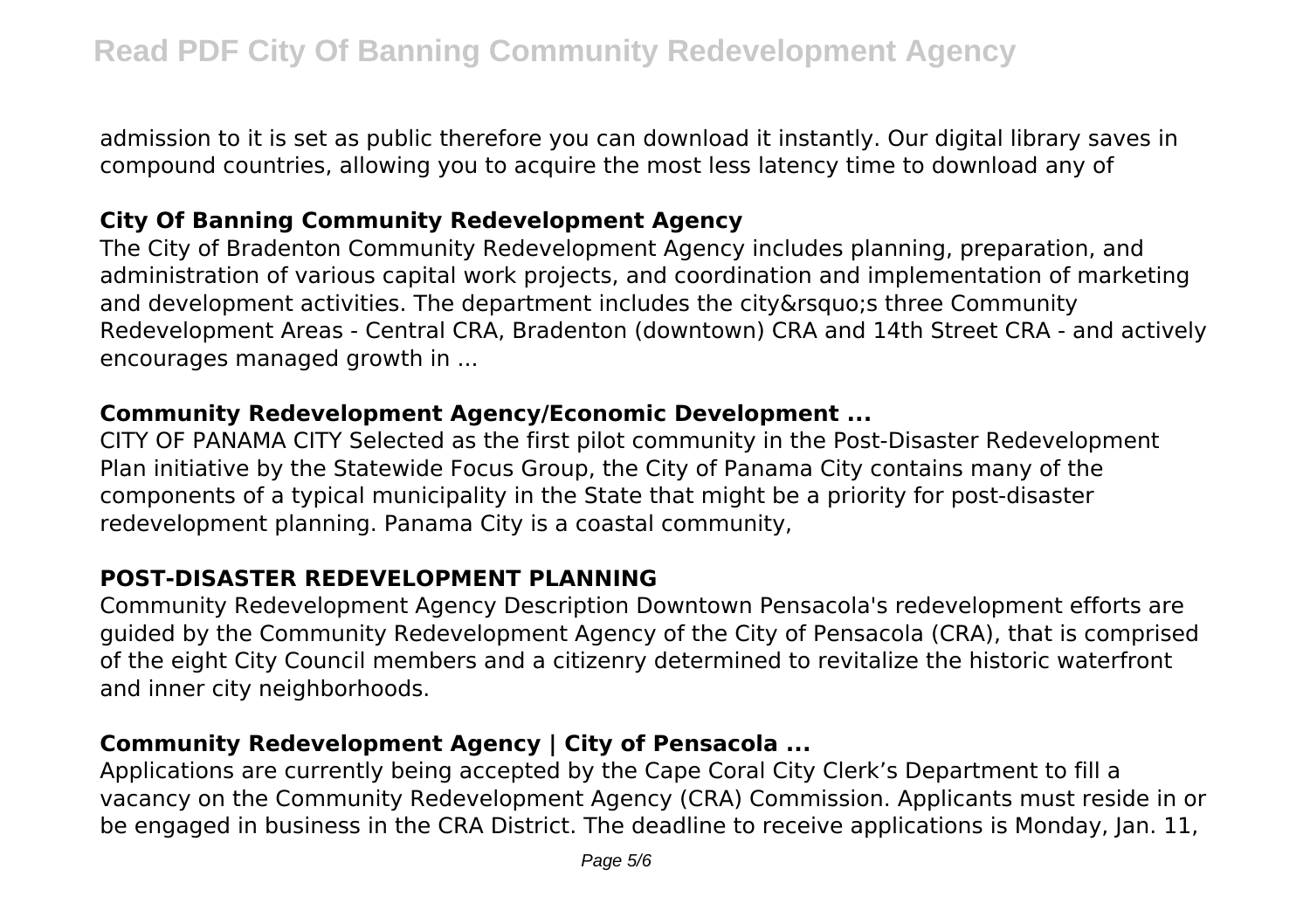admission to it is set as public therefore you can download it instantly. Our digital library saves in compound countries, allowing you to acquire the most less latency time to download any of

### City Of Banning Community Redevelopment Agency

The City of Bradenton Community Redevelopment Agency includes planning, preparation, and administration of various capital work projects, and coordination and implementation of marketing and development activities. The department includes the city&rsquo;s three Community Redevelopment Areas - Central CRA, Bradenton (downtown) CRA and 14th Street CRA - and actively encourages managed growth in ...

### Community Redevelopment Agency/Economic Development ...

CITY OF PANAMA CITY Selected as the first pilot community in the Post-Disaster Redevelopment Plan initiative by the Statewide Focus Group, the City of Panama City contains many of the components of a typical municipality in the State that might be a priority for post-disaster redevelopment planning. Panama City is a coastal community,

### POST-DISASTER REDEVELOPMENT PLANNING

Community Redevelopment Agency Description Downtown Pensacola's redevelopment efforts are guided by the Community Redevelopment Agency of the City of Pensacola (CRA), that is comprised of the eight City Council members and a citizenry determined to revitalize the historic waterfront and inner city neighborhoods.

### Community Redevelopment Agency | City of Pensacola ...

Applications are currently being accepted by the Cape Coral City Clerk's Department to fill a vacancy on the Community Redevelopment Agency (CRA) Commission. Applicants must reside in or be engaged in business in the CRA District. The deadline to receive applications is Monday, Jan. 11,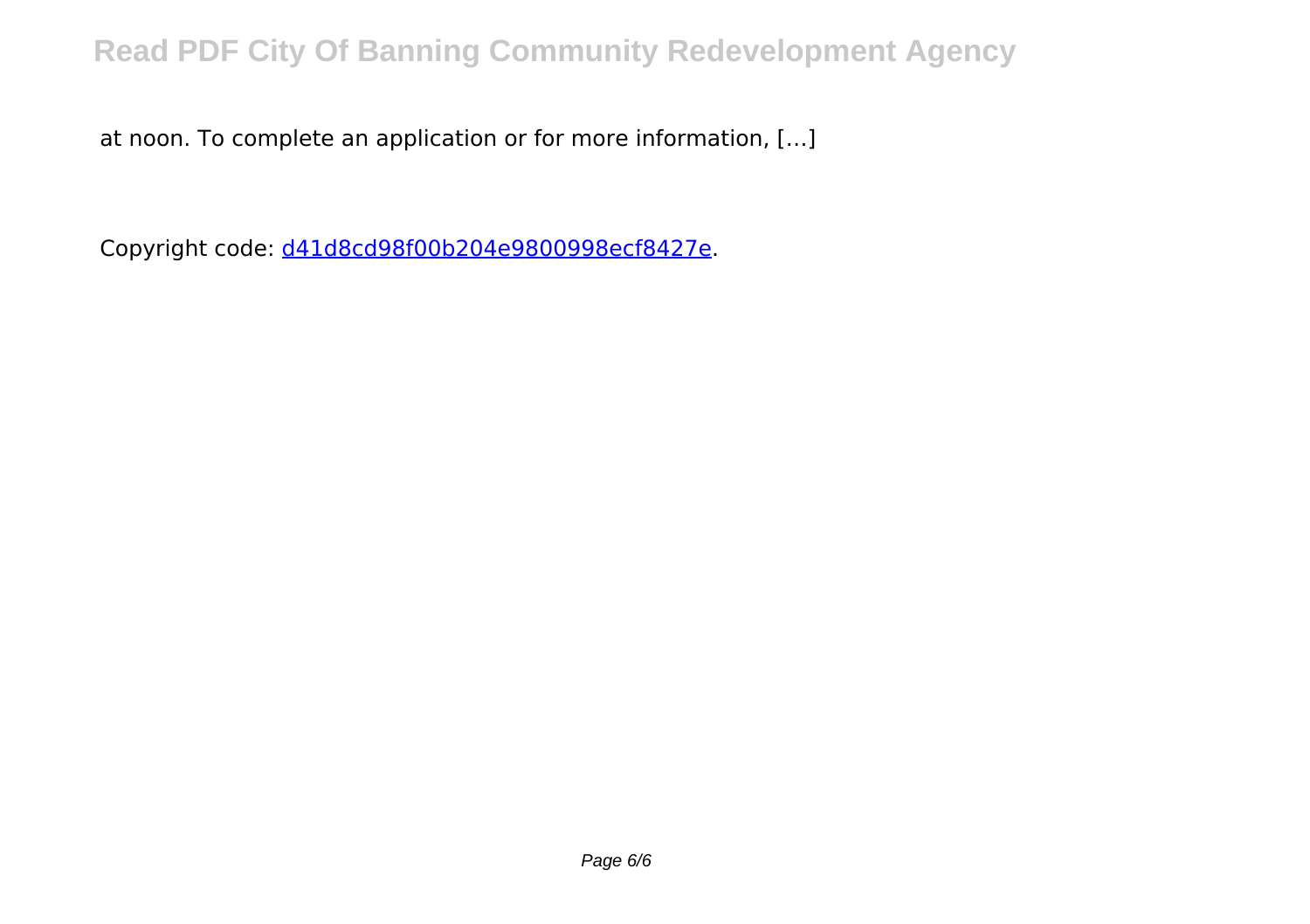at noon. To complete an application or for more information, […]

Copyright code: d41d8cd98f00b204e9800998ecf8427e.